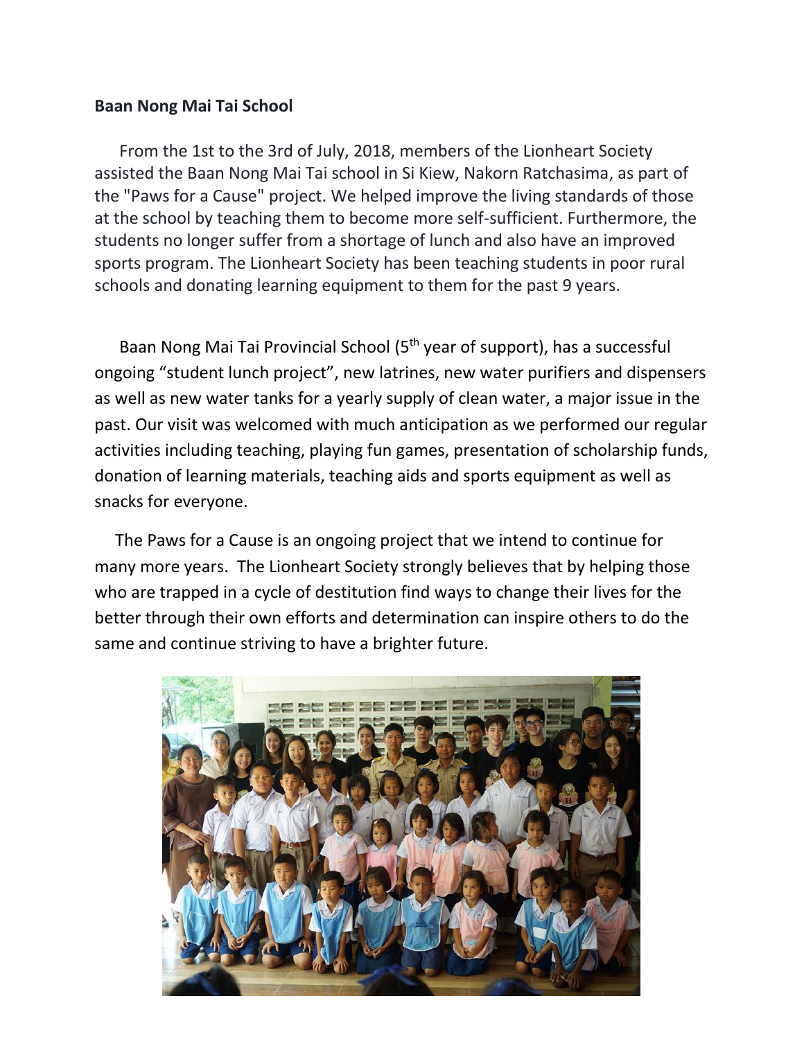**Baan Nong Mai Tai School**

From the 1st to the 3rd of July, 2018, members of the Lionheart Society assisted the Baan Nong Mai Tai school in Si Kiew, Nakorn Ratchasima, as part of the "Paws for a Cause" project. We helped improve the living standards of those at the school by teaching them to become more self-sufficient. Furthermore, the students no longer suffer from a shortage of lunch and also have an improved sports program. The Lionheart Society has been teaching students in poor rural schools and donating learning equipment to them for the past 9 years.

Baan Nong Mai Tai Provincial School (5th year of support), has a successful ongoing “student lunch project”, new latrines, new water purifiers and dispensers as well as new water tanks for a yearly supply of clean water, a major issue in the past. Our visit was welcomed with much anticipation as we performed our regular activities including teaching, playing fun games, presentation of scholarship funds, donation of learning materials, teaching aids and sports equipment as well as snacks for everyone.

The Paws for a Cause is an ongoing project that we intend to continue for many more years. The Lionheart Society strongly believes that by helping those who are trapped in a cycle of destitution find ways to change their lives for the better through their own efforts and determination can inspire others to do the same and continue striving to have a brighter future.